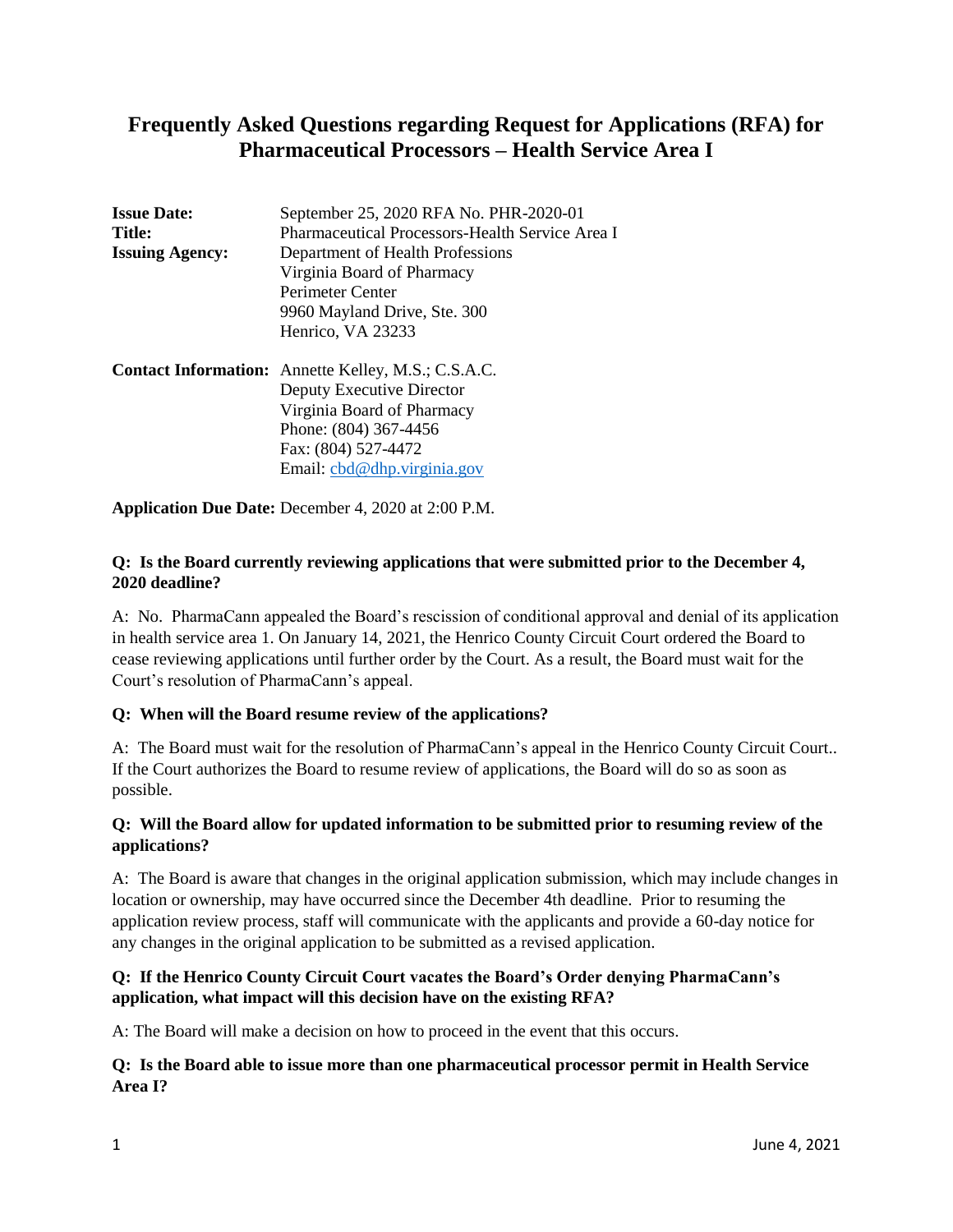# Frequently Asked Questions regarding Request for Applications (RFA) for Pharmaceutical Processors – Health Service Area I

| | |
|---|---|
| **Issue Date:** | September 25, 2020 RFA No. PHR-2020-01 |
| **Title:** | Pharmaceutical Processors-Health Service Area I |
| **Issuing Agency:** | Department of Health Professions<br>Virginia Board of Pharmacy<br>Perimeter Center<br>9960 Mayland Drive, Ste. 300<br>Henrico, VA 23233 |
| **Contact Information:** | Annette Kelley, M.S.; C.S.A.C.<br>Deputy Executive Director<br>Virginia Board of Pharmacy<br>Phone: (804) 367-4456<br>Fax: (804) 527-4472<br>Email: cbd@dhp.virginia.gov |

**Application Due Date:** December 4, 2020 at 2:00 P.M.

**Q: Is the Board currently reviewing applications that were submitted prior to the December 4, 2020 deadline?**

A: No. PharmaCann appealed the Board's rescission of conditional approval and denial of its application in health service area 1. On January 14, 2021, the Henrico County Circuit Court ordered the Board to cease reviewing applications until further order by the Court. As a result, the Board must wait for the Court's resolution of PharmaCann's appeal.

**Q: When will the Board resume review of the applications?**

A: The Board must wait for the resolution of PharmaCann's appeal in the Henrico County Circuit Court.. If the Court authorizes the Board to resume review of applications, the Board will do so as soon as possible.

**Q: Will the Board allow for updated information to be submitted prior to resuming review of the applications?**

A: The Board is aware that changes in the original application submission, which may include changes in location or ownership, may have occurred since the December 4th deadline. Prior to resuming the application review process, staff will communicate with the applicants and provide a 60-day notice for any changes in the original application to be submitted as a revised application.

**Q: If the Henrico County Circuit Court vacates the Board's Order denying PharmaCann's application, what impact will this decision have on the existing RFA?**

A: The Board will make a decision on how to proceed in the event that this occurs.

**Q: Is the Board able to issue more than one pharmaceutical processor permit in Health Service Area I?**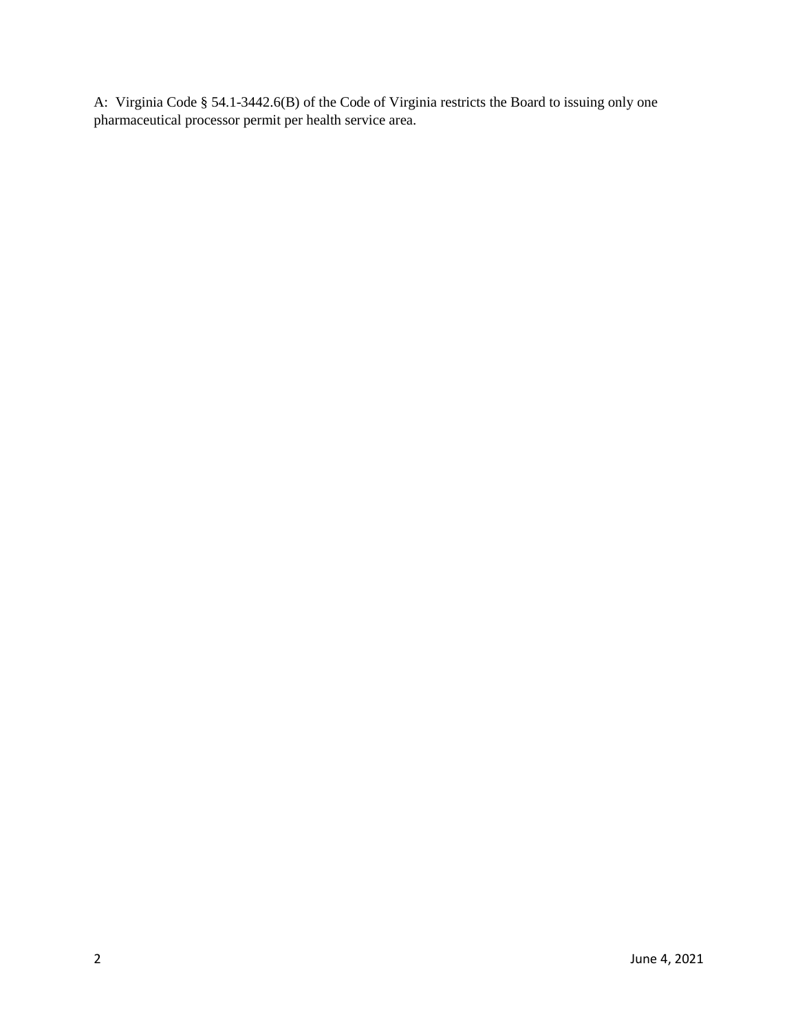A: Virginia Code § 54.1-3442.6(B) of the Code of Virginia restricts the Board to issuing only one pharmaceutical processor permit per health service area.